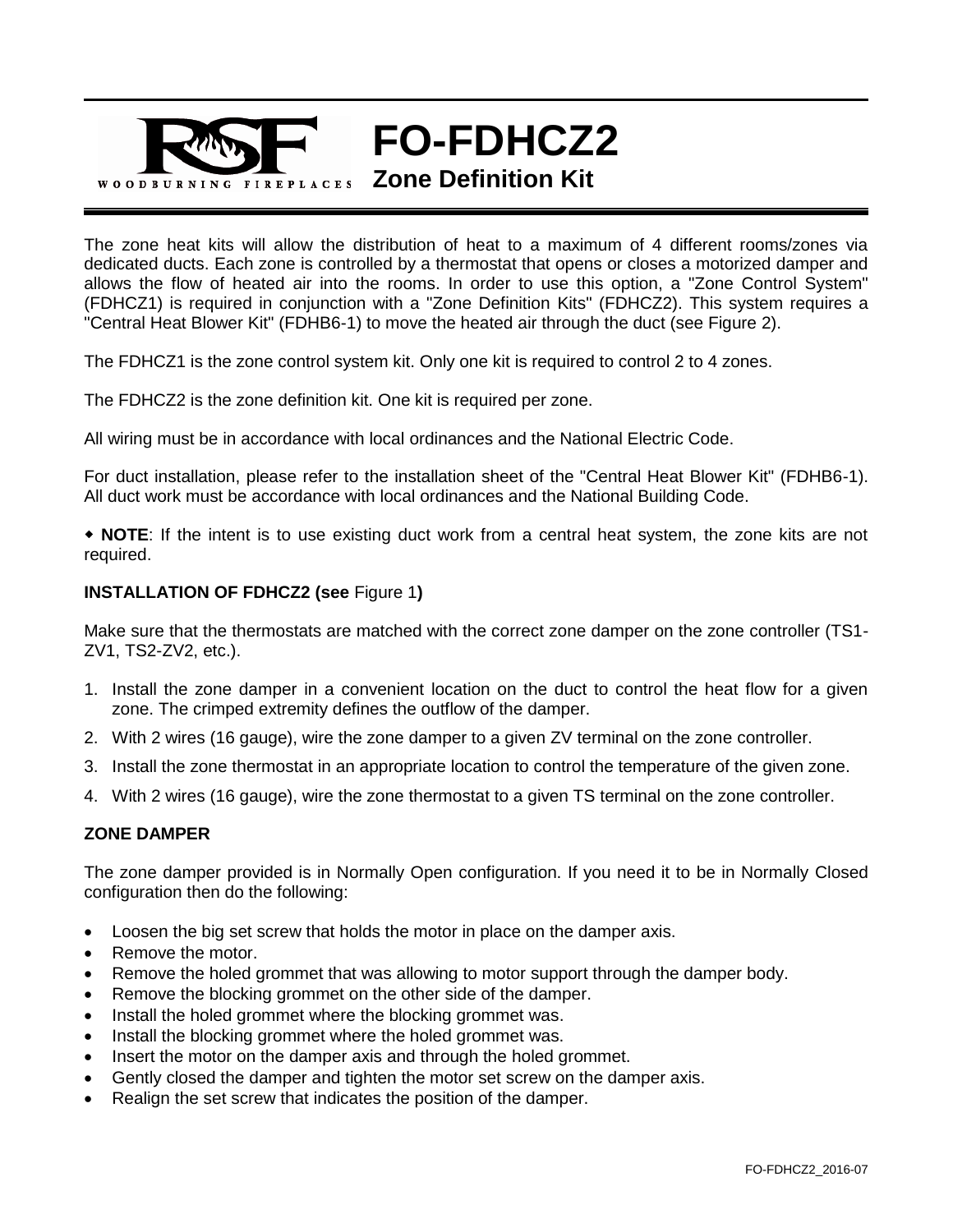# FO-FDHCZ2

## Zone Definition Kit

The zone heat kits will allow the distribution of heat to a maximum of 4 different rooms/zones via dedicated ducts. Each zone is controlled by a thermostat that opens or closes a motorized damper and allows the flow of heated air into the rooms. In order to use this option, a "Zone Control System" (FDHCZ1) is required in conjunction with a "Zone Definition Kits" (FDHCZ2). This system requires a "Central Heat Blower Kit" (FDHB6-1) to move the heated air through the duct (see Figure 2).

The FDHCZ1 is the zone control system kit. Only one kit is required to control 2 to 4 zones.

The FDHCZ2 is the zone definition kit. One kit is required per zone.

All wiring must be in accordance with local ordinances and the National Electric Code.

For duct installation, please refer to the installation sheet of the "Central Heat Blower Kit" (FDHB6-1). All duct work must be accordance with local ordinances and the National Building Code.

◆ **NOTE**: If the intent is to use existing duct work from a central heat system, the zone kits are not required.

**INSTALLATION OF FDHCZ2 (see** Figure 1**)**

Make sure that the thermostats are matched with the correct zone damper on the zone controller (TS1-ZV1, TS2-ZV2, etc.).

1. Install the zone damper in a convenient location on the duct to control the heat flow for a given zone. The crimped extremity defines the outflow of the damper.
2. With 2 wires (16 gauge), wire the zone damper to a given ZV terminal on the zone controller.
3. Install the zone thermostat in an appropriate location to control the temperature of the given zone.
4. With 2 wires (16 gauge), wire the zone thermostat to a given TS terminal on the zone controller.

**ZONE DAMPER**

The zone damper provided is in Normally Open configuration. If you need it to be in Normally Closed configuration then do the following:

- Loosen the big set screw that holds the motor in place on the damper axis.
- Remove the motor.
- Remove the holed grommet that was allowing to motor support through the damper body.
- Remove the blocking grommet on the other side of the damper.
- Install the holed grommet where the blocking grommet was.
- Install the blocking grommet where the holed grommet was.
- Insert the motor on the damper axis and through the holed grommet.
- Gently closed the damper and tighten the motor set screw on the damper axis.
- Realign the set screw that indicates the position of the damper.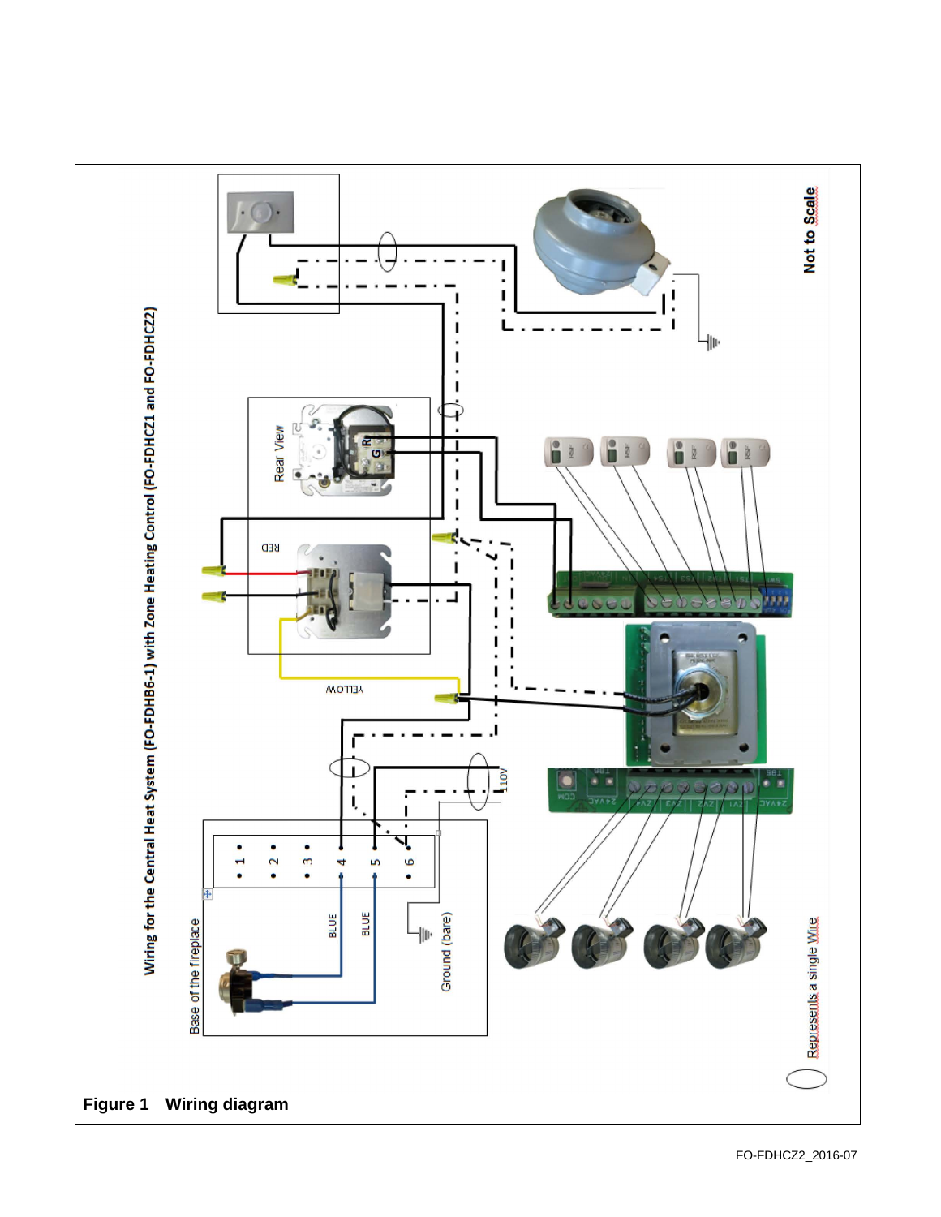**Wiring for the Central Heat System (FO-FDHB6-1) with Zone Heating Control (FO-FDHCZ1 and FO-FDHCZ2)**

Rear View

R

G

RED

YELLOW

Base of the fireplace

• 1 • 2 • 3 • 4 • 5 • 6

BLUE

BLUE

Ground (bare)

110V

Not to Scale

Represents a single Wire

**Figure 1 Wiring diagram**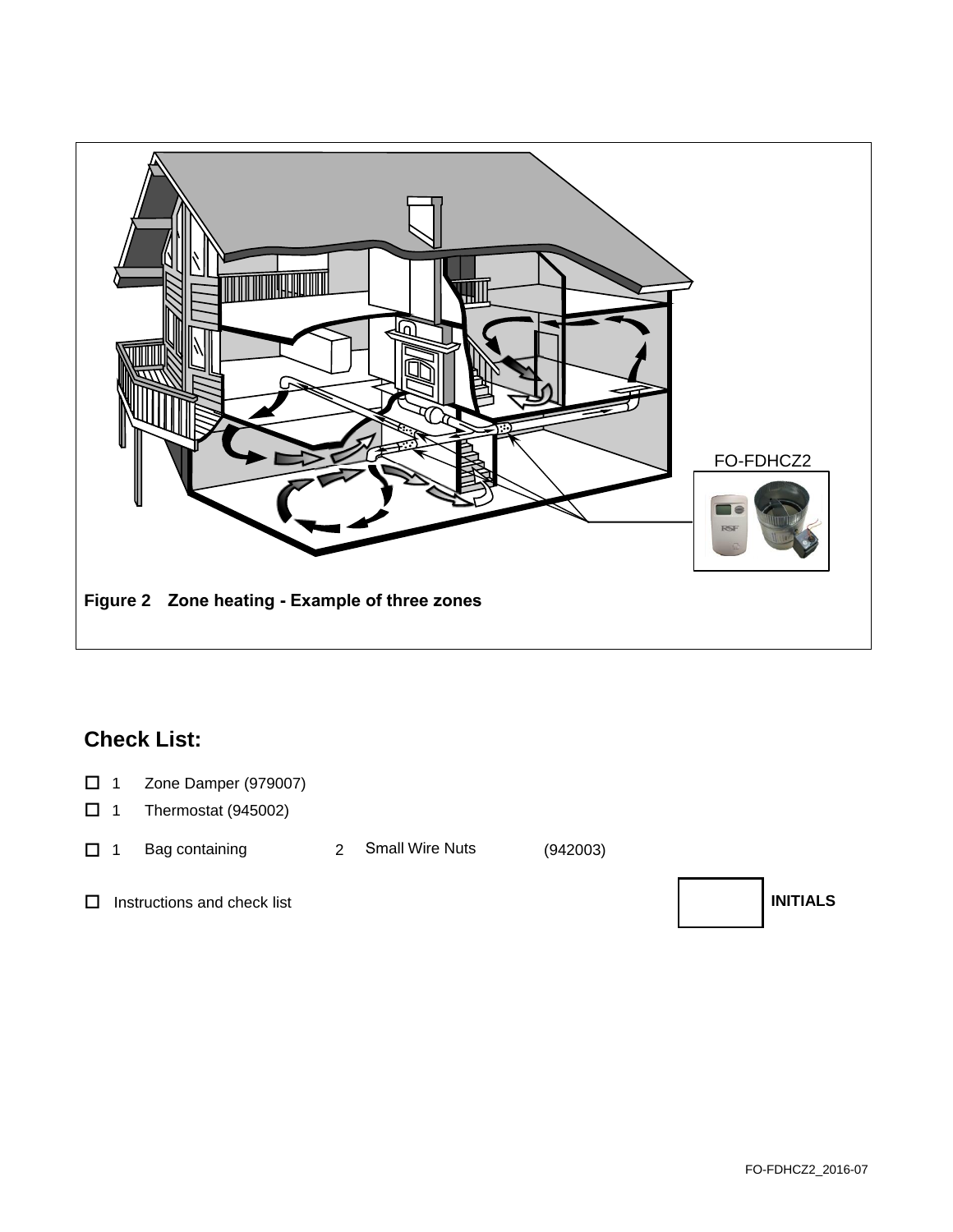FO-FDHCZ2

**Figure 2 Zone heating - Example of three zones**

## Check List:

- ☐ 1 Zone Damper (979007)
- ☐ 1 Thermostat (945002)
- ☐ 1 Bag containing 2 Small Wire Nuts (942003)
- ☐ Instructions and check list

INITIALS

FO-FDHCZ2_2016-07